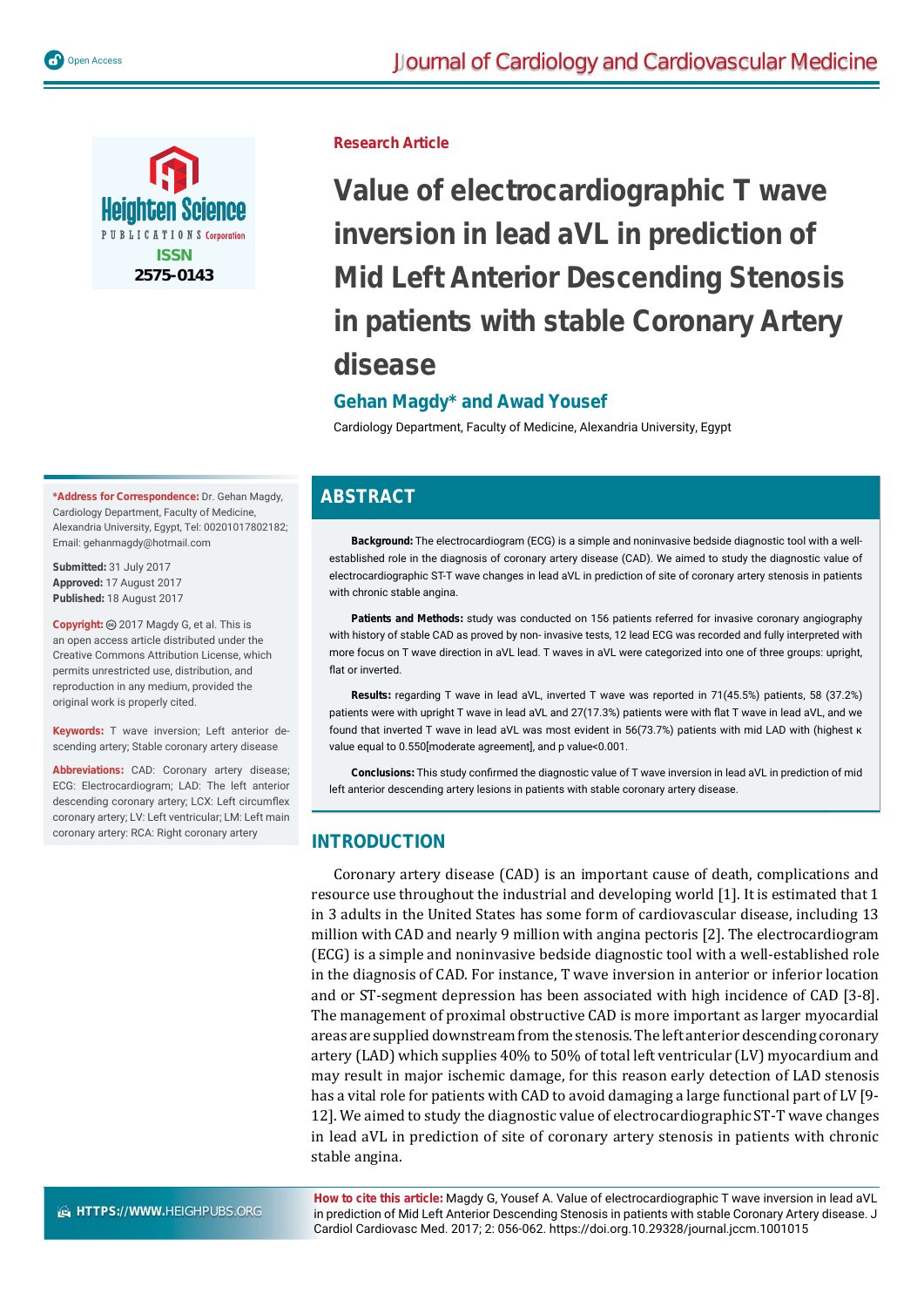Research Article

# Value of electrocardiographic T wave inversion in lead aVL in prediction of Mid Left Anterior Descending Stenosis in patients with stable Coronary Artery disease

**Gehan Magdy\* and Awad Yousef**

Cardiology Department, Faculty of Medicine, Alexandria University, Egypt

**\*Address for Correspondence:** Dr. Gehan Magdy, Cardiology Department, Faculty of Medicine, Alexandria University, Egypt, Tel: 00201017802182; Email: gehanmagdy@hotmail.com

**Submitted:** 31 July 2017
**Approved:** 17 August 2017
**Published:** 18 August 2017

**Copyright:** © 2017 Magdy G, et al. This is an open access article distributed under the Creative Commons Attribution License, which permits unrestricted use, distribution, and reproduction in any medium, provided the original work is properly cited.

**Keywords:** T wave inversion; Left anterior descending artery; Stable coronary artery disease

**Abbreviations:** CAD: Coronary artery disease; ECG: Electrocardiogram; LAD: The left anterior descending coronary artery; LCX: Left circumflex coronary artery; LV: Left ventricular; LM: Left main coronary artery: RCA: Right coronary artery

## ABSTRACT

**Background:** The electrocardiogram (ECG) is a simple and noninvasive bedside diagnostic tool with a well-established role in the diagnosis of coronary artery disease (CAD). We aimed to study the diagnostic value of electrocardiographic ST-T wave changes in lead aVL in prediction of site of coronary artery stenosis in patients with chronic stable angina.

**Patients and Methods:** study was conducted on 156 patients referred for invasive coronary angiography with history of stable CAD as proved by non- invasive tests, 12 lead ECG was recorded and fully interpreted with more focus on T wave direction in aVL lead. T waves in aVL were categorized into one of three groups: upright, flat or inverted.

**Results:** regarding T wave in lead aVL, inverted T wave was reported in 71(45.5%) patients, 58 (37.2%) patients were with upright T wave in lead aVL and 27(17.3%) patients were with flat T wave in lead aVL, and we found that inverted T wave in lead aVL was most evident in 56(73.7%) patients with mid LAD with (highest κ value equal to 0.550[moderate agreement], and p value<0.001.

**Conclusions:** This study confirmed the diagnostic value of T wave inversion in lead aVL in prediction of mid left anterior descending artery lesions in patients with stable coronary artery disease.

## INTRODUCTION

Coronary artery disease (CAD) is an important cause of death, complications and resource use throughout the industrial and developing world [1]. It is estimated that 1 in 3 adults in the United States has some form of cardiovascular disease, including 13 million with CAD and nearly 9 million with angina pectoris [2]. The electrocardiogram (ECG) is a simple and noninvasive bedside diagnostic tool with a well-established role in the diagnosis of CAD. For instance, T wave inversion in anterior or inferior location and or ST-segment depression has been associated with high incidence of CAD [3-8]. The management of proximal obstructive CAD is more important as larger myocardial areas are supplied downstream from the stenosis. The left anterior descending coronary artery (LAD) which supplies 40% to 50% of total left ventricular (LV) myocardium and may result in major ischemic damage, for this reason early detection of LAD stenosis has a vital role for patients with CAD to avoid damaging a large functional part of LV [9-12]. We aimed to study the diagnostic value of electrocardiographic ST-T wave changes in lead aVL in prediction of site of coronary artery stenosis in patients with chronic stable angina.

**How to cite this article:** Magdy G, Yousef A. Value of electrocardiographic T wave inversion in lead aVL in prediction of Mid Left Anterior Descending Stenosis in patients with stable Coronary Artery disease. J Cardiol Cardiovasc Med. 2017; 2: 056-062. https://doi.org/10.29328/journal.jccm.1001015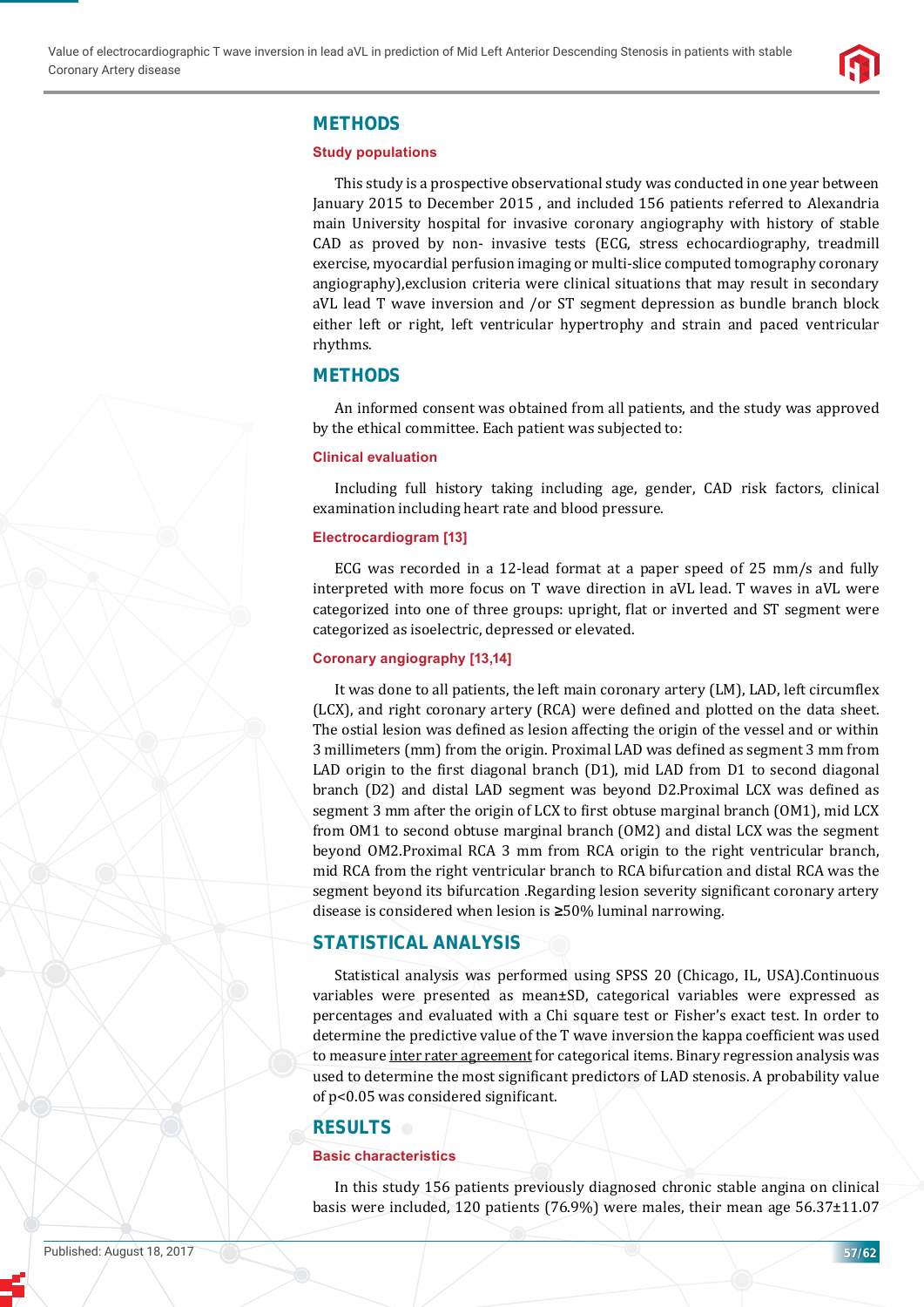## METHODS

### Study populations

This study is a prospective observational study was conducted in one year between January 2015 to December 2015 , and included 156 patients referred to Alexandria main University hospital for invasive coronary angiography with history of stable CAD as proved by non- invasive tests (ECG, stress echocardiography, treadmill exercise, myocardial perfusion imaging or multi-slice computed tomography coronary angiography),exclusion criteria were clinical situations that may result in secondary aVL lead T wave inversion and /or ST segment depression as bundle branch block either left or right, left ventricular hypertrophy and strain and paced ventricular rhythms.

## METHODS

An informed consent was obtained from all patients, and the study was approved by the ethical committee. Each patient was subjected to:

### Clinical evaluation

Including full history taking including age, gender, CAD risk factors, clinical examination including heart rate and blood pressure.

### Electrocardiogram [13]

ECG was recorded in a 12-lead format at a paper speed of 25 mm/s and fully interpreted with more focus on T wave direction in aVL lead. T waves in aVL were categorized into one of three groups: upright, flat or inverted and ST segment were categorized as isoelectric, depressed or elevated.

### Coronary angiography [13,14]

It was done to all patients, the left main coronary artery (LM), LAD, left circumflex (LCX), and right coronary artery (RCA) were defined and plotted on the data sheet. The ostial lesion was defined as lesion affecting the origin of the vessel and or within 3 millimeters (mm) from the origin. Proximal LAD was defined as segment 3 mm from LAD origin to the first diagonal branch (D1), mid LAD from D1 to second diagonal branch (D2) and distal LAD segment was beyond D2.Proximal LCX was defined as segment 3 mm after the origin of LCX to first obtuse marginal branch (OM1), mid LCX from OM1 to second obtuse marginal branch (OM2) and distal LCX was the segment beyond OM2.Proximal RCA 3 mm from RCA origin to the right ventricular branch, mid RCA from the right ventricular branch to RCA bifurcation and distal RCA was the segment beyond its bifurcation .Regarding lesion severity significant coronary artery disease is considered when lesion is ≥50% luminal narrowing.

## STATISTICAL ANALYSIS

Statistical analysis was performed using SPSS 20 (Chicago, IL, USA).Continuous variables were presented as mean±SD, categorical variables were expressed as percentages and evaluated with a Chi square test or Fisher's exact test. In order to determine the predictive value of the T wave inversion the kappa coefficient was used to measure inter rater agreement for categorical items. Binary regression analysis was used to determine the most significant predictors of LAD stenosis. A probability value of $p<0.05$ was considered significant.

## RESULTS

### Basic characteristics

In this study 156 patients previously diagnosed chronic stable angina on clinical basis were included, 120 patients (76.9%) were males, their mean age 56.37±11.07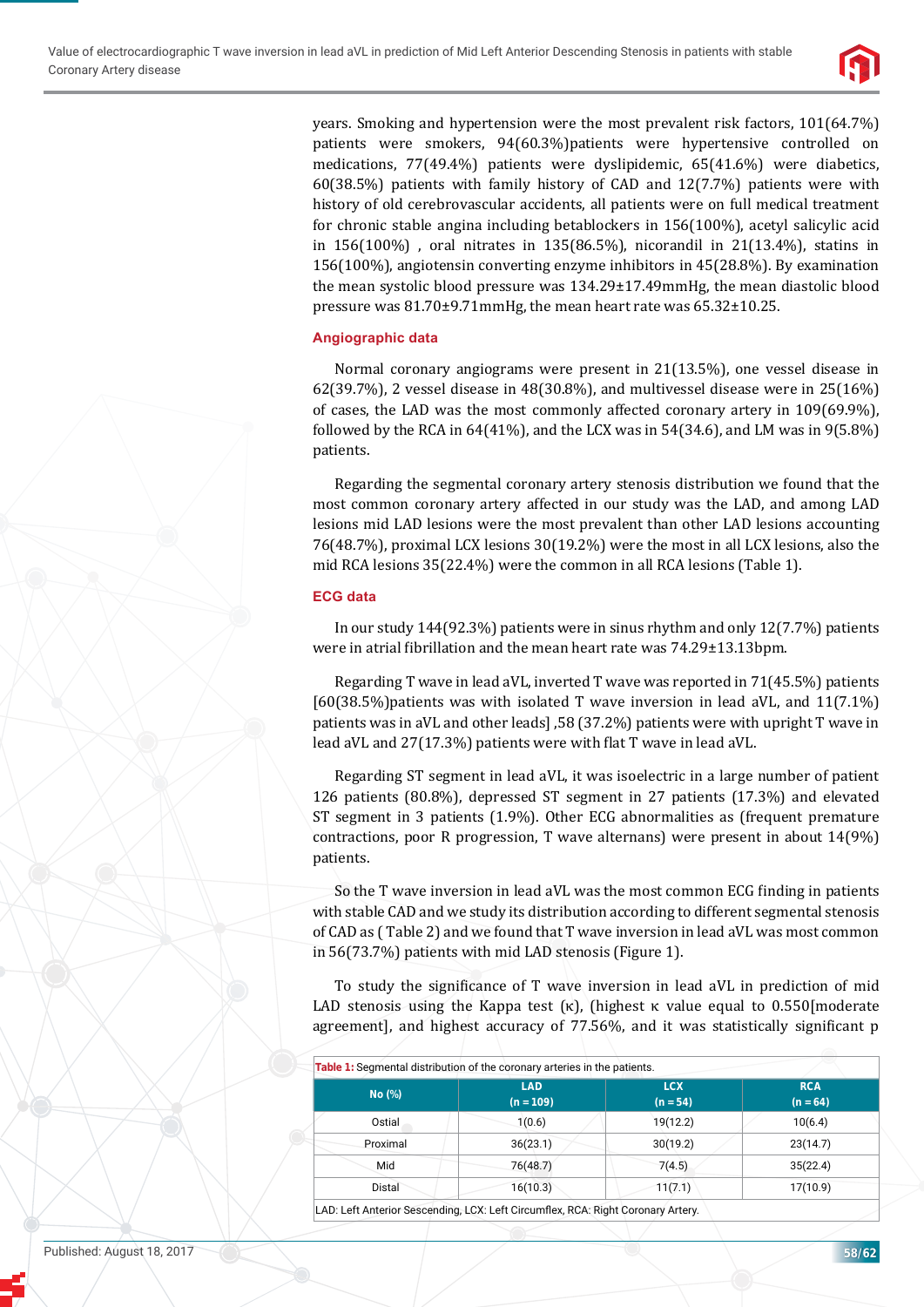years. Smoking and hypertension were the most prevalent risk factors, 101(64.7%) patients were smokers, 94(60.3%)patients were hypertensive controlled on medications, 77(49.4%) patients were dyslipidemic, 65(41.6%) were diabetics, 60(38.5%) patients with family history of CAD and 12(7.7%) patients were with history of old cerebrovascular accidents, all patients were on full medical treatment for chronic stable angina including betablockers in 156(100%), acetyl salicylic acid in 156(100%) , oral nitrates in 135(86.5%), nicorandil in 21(13.4%), statins in 156(100%), angiotensin converting enzyme inhibitors in 45(28.8%). By examination the mean systolic blood pressure was 134.29±17.49mmHg, the mean diastolic blood pressure was 81.70±9.71mmHg, the mean heart rate was 65.32±10.25.

### Angiographic data

Normal coronary angiograms were present in 21(13.5%), one vessel disease in 62(39.7%), 2 vessel disease in 48(30.8%), and multivessel disease were in 25(16%) of cases, the LAD was the most commonly affected coronary artery in 109(69.9%), followed by the RCA in 64(41%), and the LCX was in 54(34.6), and LM was in 9(5.8%) patients.

Regarding the segmental coronary artery stenosis distribution we found that the most common coronary artery affected in our study was the LAD, and among LAD lesions mid LAD lesions were the most prevalent than other LAD lesions accounting 76(48.7%), proximal LCX lesions 30(19.2%) were the most in all LCX lesions, also the mid RCA lesions 35(22.4%) were the common in all RCA lesions (Table 1).

### ECG data

In our study 144(92.3%) patients were in sinus rhythm and only 12(7.7%) patients were in atrial fibrillation and the mean heart rate was 74.29±13.13bpm.

Regarding T wave in lead aVL, inverted T wave was reported in 71(45.5%) patients [60(38.5%)patients was with isolated T wave inversion in lead aVL, and 11(7.1%) patients was in aVL and other leads] ,58 (37.2%) patients were with upright T wave in lead aVL and 27(17.3%) patients were with flat T wave in lead aVL.

Regarding ST segment in lead aVL, it was isoelectric in a large number of patient 126 patients (80.8%), depressed ST segment in 27 patients (17.3%) and elevated ST segment in 3 patients (1.9%). Other ECG abnormalities as (frequent premature contractions, poor R progression, T wave alternans) were present in about 14(9%) patients.

So the T wave inversion in lead aVL was the most common ECG finding in patients with stable CAD and we study its distribution according to different segmental stenosis of CAD as ( Table 2) and we found that T wave inversion in lead aVL was most common in 56(73.7%) patients with mid LAD stenosis (Figure 1).

To study the significance of T wave inversion in lead aVL in prediction of mid LAD stenosis using the Kappa test (κ), (highest κ value equal to 0.550[moderate agreement], and highest accuracy of 77.56%, and it was statistically significant p

**Table 1:** Segmental distribution of the coronary arteries in the patients.

| No (%) | LAD (n = 109) | LCX (n = 54) | RCA (n = 64) |
|---|---|---|---|
| Ostial | 1(0.6) | 19(12.2) | 10(6.4) |
| Proximal | 36(23.1) | 30(19.2) | 23(14.7) |
| Mid | 76(48.7) | 7(4.5) | 35(22.4) |
| Distal | 16(10.3) | 11(7.1) | 17(10.9) |

LAD: Left Anterior Sescending, LCX: Left Circumflex, RCA: Right Coronary Artery.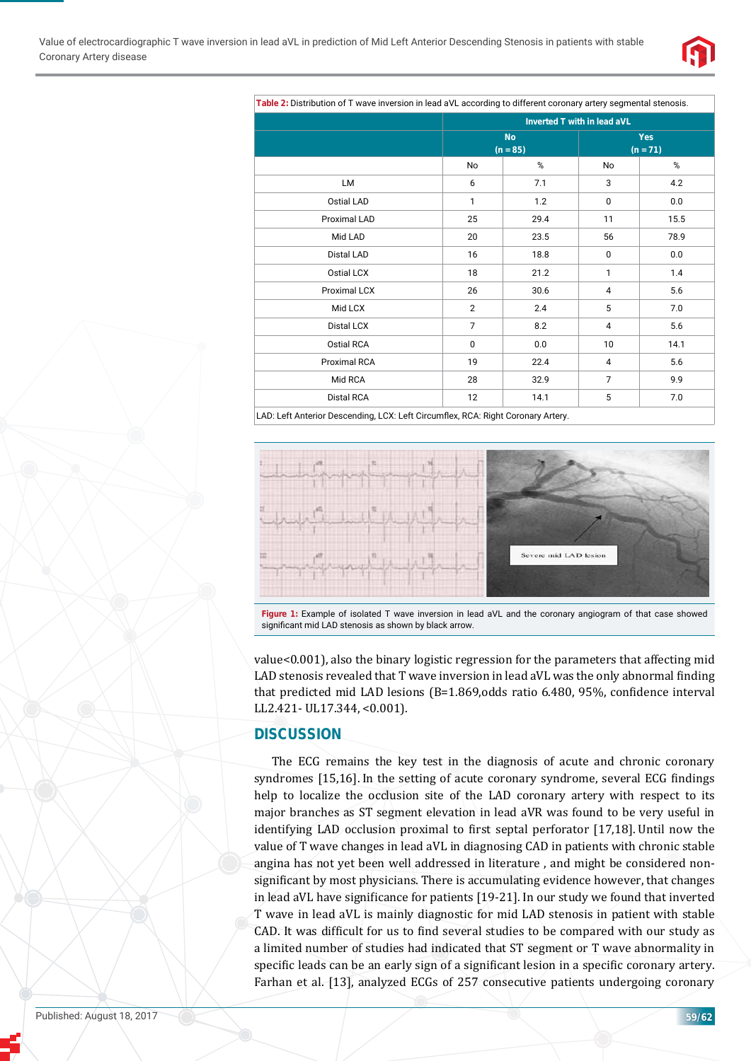**Table 2:** Distribution of T wave inversion in lead aVL according to different coronary artery segmental stenosis.

| | Inverted T with in lead aVL | | | |
|---|---|---|---|---|
| | No (n = 85) | | Yes (n = 71) | |
| | No | % | No | % |
| LM | 6 | 7.1 | 3 | 4.2 |
| Ostial LAD | 1 | 1.2 | 0 | 0.0 |
| Proximal LAD | 25 | 29.4 | 11 | 15.5 |
| Mid LAD | 20 | 23.5 | 56 | 78.9 |
| Distal LAD | 16 | 18.8 | 0 | 0.0 |
| Ostial LCX | 18 | 21.2 | 1 | 1.4 |
| Proximal LCX | 26 | 30.6 | 4 | 5.6 |
| Mid LCX | 2 | 2.4 | 5 | 7.0 |
| Distal LCX | 7 | 8.2 | 4 | 5.6 |
| Ostial RCA | 0 | 0.0 | 10 | 14.1 |
| Proximal RCA | 19 | 22.4 | 4 | 5.6 |
| Mid RCA | 28 | 32.9 | 7 | 9.9 |
| Distal RCA | 12 | 14.1 | 5 | 7.0 |

LAD: Left Anterior Descending, LCX: Left Circumflex, RCA: Right Coronary Artery.

**Figure 1:** Example of isolated T wave inversion in lead aVL and the coronary angiogram of that case showed significant mid LAD stenosis as shown by black arrow.

value<0.001), also the binary logistic regression for the parameters that affecting mid LAD stenosis revealed that T wave inversion in lead aVL was the only abnormal finding that predicted mid LAD lesions (B=1.869,odds ratio 6.480, 95%, confidence interval LL2.421- UL17.344, <0.001).

## DISCUSSION

The ECG remains the key test in the diagnosis of acute and chronic coronary syndromes [15,16]. In the setting of acute coronary syndrome, several ECG findings help to localize the occlusion site of the LAD coronary artery with respect to its major branches as ST segment elevation in lead aVR was found to be very useful in identifying LAD occlusion proximal to first septal perforator [17,18]. Until now the value of T wave changes in lead aVL in diagnosing CAD in patients with chronic stable angina has not yet been well addressed in literature , and might be considered non-significant by most physicians. There is accumulating evidence however, that changes in lead aVL have significance for patients [19-21]. In our study we found that inverted T wave in lead aVL is mainly diagnostic for mid LAD stenosis in patient with stable CAD. It was difficult for us to find several studies to be compared with our study as a limited number of studies had indicated that ST segment or T wave abnormality in specific leads can be an early sign of a significant lesion in a specific coronary artery. Farhan et al. [13], analyzed ECGs of 257 consecutive patients undergoing coronary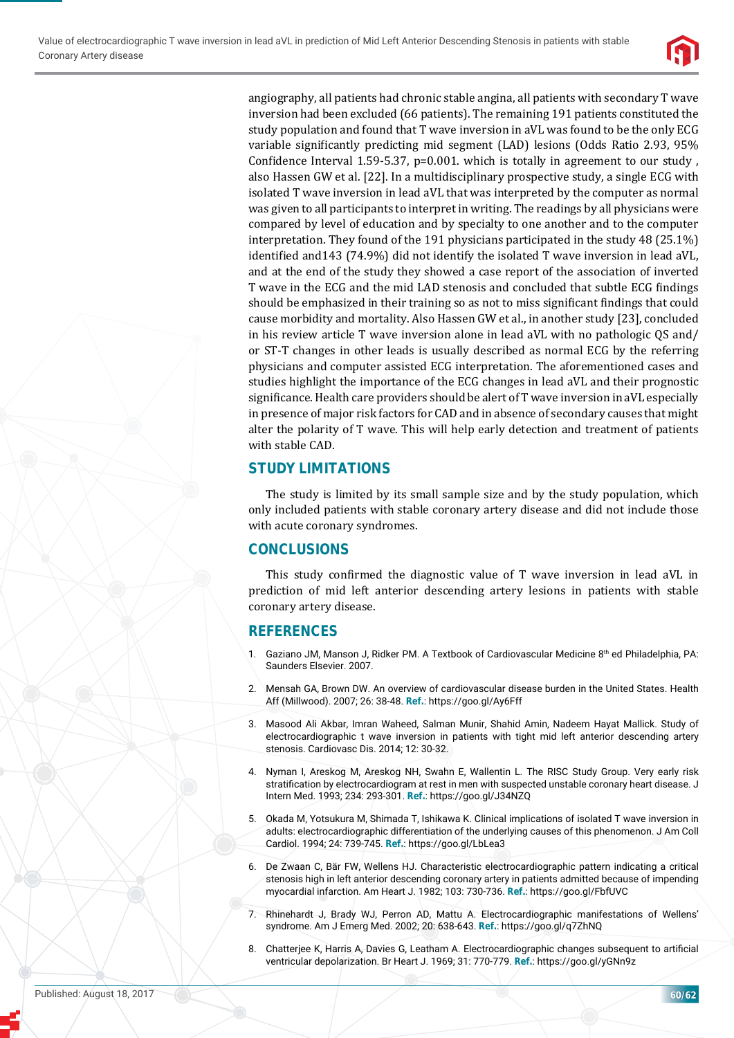angiography, all patients had chronic stable angina, all patients with secondary T wave inversion had been excluded (66 patients). The remaining 191 patients constituted the study population and found that T wave inversion in aVL was found to be the only ECG variable significantly predicting mid segment (LAD) lesions (Odds Ratio 2.93, 95% Confidence Interval 1.59-5.37, p=0.001. which is totally in agreement to our study , also Hassen GW et al. [22]. In a multidisciplinary prospective study, a single ECG with isolated T wave inversion in lead aVL that was interpreted by the computer as normal was given to all participants to interpret in writing. The readings by all physicians were compared by level of education and by specialty to one another and to the computer interpretation. They found of the 191 physicians participated in the study 48 (25.1%) identified and143 (74.9%) did not identify the isolated T wave inversion in lead aVL, and at the end of the study they showed a case report of the association of inverted T wave in the ECG and the mid LAD stenosis and concluded that subtle ECG findings should be emphasized in their training so as not to miss significant findings that could cause morbidity and mortality. Also Hassen GW et al., in another study [23], concluded in his review article T wave inversion alone in lead aVL with no pathologic QS and/or ST-T changes in other leads is usually described as normal ECG by the referring physicians and computer assisted ECG interpretation. The aforementioned cases and studies highlight the importance of the ECG changes in lead aVL and their prognostic significance. Health care providers should be alert of T wave inversion in aVL especially in presence of major risk factors for CAD and in absence of secondary causes that might alter the polarity of T wave. This will help early detection and treatment of patients with stable CAD.

## STUDY LIMITATIONS

The study is limited by its small sample size and by the study population, which only included patients with stable coronary artery disease and did not include those with acute coronary syndromes.

## CONCLUSIONS

This study confirmed the diagnostic value of T wave inversion in lead aVL in prediction of mid left anterior descending artery lesions in patients with stable coronary artery disease.

## REFERENCES

1. Gaziano JM, Manson J, Ridker PM. A Textbook of Cardiovascular Medicine 8th ed Philadelphia, PA: Saunders Elsevier. 2007.
2. Mensah GA, Brown DW. An overview of cardiovascular disease burden in the United States. Health Aff (Millwood). 2007; 26: 38-48. **Ref.**: https://goo.gl/Ay6Fff
3. Masood Ali Akbar, Imran Waheed, Salman Munir, Shahid Amin, Nadeem Hayat Mallick. Study of electrocardiographic t wave inversion in patients with tight mid left anterior descending artery stenosis. Cardiovasc Dis. 2014; 12: 30-32.
4. Nyman I, Areskog M, Areskog NH, Swahn E, Wallentin L. The RISC Study Group. Very early risk stratification by electrocardiogram at rest in men with suspected unstable coronary heart disease. J Intern Med. 1993; 234: 293-301. **Ref.**: https://goo.gl/J34NZQ
5. Okada M, Yotsukura M, Shimada T, Ishikawa K. Clinical implications of isolated T wave inversion in adults: electrocardiographic differentiation of the underlying causes of this phenomenon. J Am Coll Cardiol. 1994; 24: 739-745. **Ref.**: https://goo.gl/LbLea3
6. De Zwaan C, Bär FW, Wellens HJ. Characteristic electrocardiographic pattern indicating a critical stenosis high in left anterior descending coronary artery in patients admitted because of impending myocardial infarction. Am Heart J. 1982; 103: 730-736. **Ref.**: https://goo.gl/FbfUVC
7. Rhinehardt J, Brady WJ, Perron AD, Mattu A. Electrocardiographic manifestations of Wellens' syndrome. Am J Emerg Med. 2002; 20: 638-643. **Ref.**: https://goo.gl/q7ZhNQ
8. Chatterjee K, Harris A, Davies G, Leatham A. Electrocardiographic changes subsequent to artificial ventricular depolarization. Br Heart J. 1969; 31: 770-779. **Ref.**: https://goo.gl/yGNn9z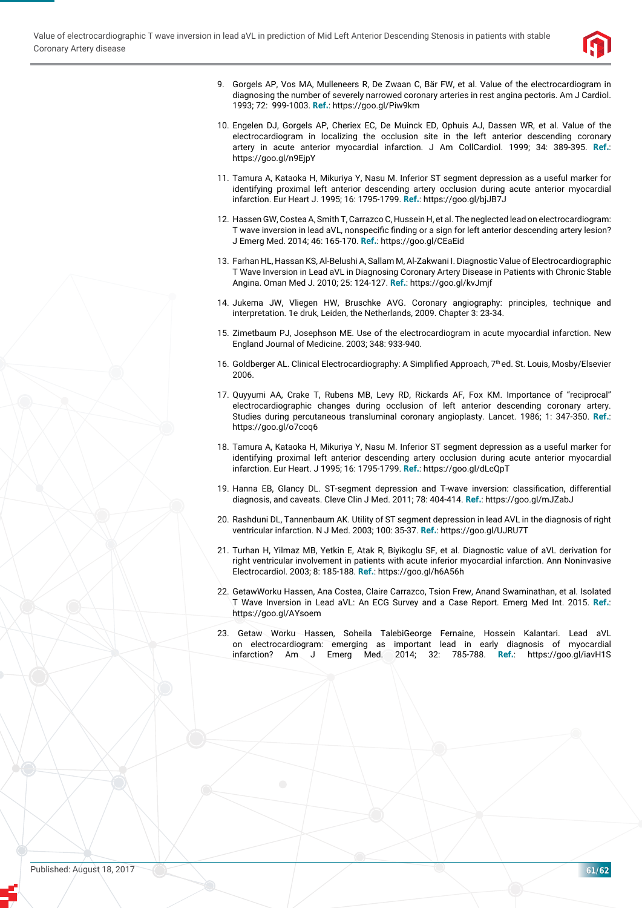9. Gorgels AP, Vos MA, Mulleneers R, De Zwaan C, Bär FW, et al. Value of the electrocardiogram in diagnosing the number of severely narrowed coronary arteries in rest angina pectoris. Am J Cardiol. 1993; 72: 999-1003. **Ref.**: https://goo.gl/Piw9km

10. Engelen DJ, Gorgels AP, Cheriex EC, De Muinck ED, Ophuis AJ, Dassen WR, et al. Value of the electrocardiogram in localizing the occlusion site in the left anterior descending coronary artery in acute anterior myocardial infarction. J Am CollCardiol. 1999; 34: 389-395. **Ref.**: https://goo.gl/n9EjpY

11. Tamura A, Kataoka H, Mikuriya Y, Nasu M. Inferior ST segment depression as a useful marker for identifying proximal left anterior descending artery occlusion during acute anterior myocardial infarction. Eur Heart J. 1995; 16: 1795-1799. **Ref.**: https://goo.gl/bjJB7J

12. Hassen GW, Costea A, Smith T, Carrazco C, Hussein H, et al. The neglected lead on electrocardiogram: T wave inversion in lead aVL, nonspecific finding or a sign for left anterior descending artery lesion? J Emerg Med. 2014; 46: 165-170. **Ref.**: https://goo.gl/CEaEid

13. Farhan HL, Hassan KS, Al-Belushi A, Sallam M, Al-Zakwani I. Diagnostic Value of Electrocardiographic T Wave Inversion in Lead aVL in Diagnosing Coronary Artery Disease in Patients with Chronic Stable Angina. Oman Med J. 2010; 25: 124-127. **Ref.**: https://goo.gl/kvJmjf

14. Jukema JW, Vliegen HW, Bruschke AVG. Coronary angiography: principles, technique and interpretation. 1e druk, Leiden, the Netherlands, 2009. Chapter 3: 23-34.

15. Zimetbaum PJ, Josephson ME. Use of the electrocardiogram in acute myocardial infarction. New England Journal of Medicine. 2003; 348: 933-940.

16. Goldberger AL. Clinical Electrocardiography: A Simplified Approach, 7th ed. St. Louis, Mosby/Elsevier 2006.

17. Quyyumi AA, Crake T, Rubens MB, Levy RD, Rickards AF, Fox KM. Importance of "reciprocal" electrocardiographic changes during occlusion of left anterior descending coronary artery. Studies during percutaneous transluminal coronary angioplasty. Lancet. 1986; 1: 347-350. **Ref.**: https://goo.gl/o7coq6

18. Tamura A, Kataoka H, Mikuriya Y, Nasu M. Inferior ST segment depression as a useful marker for identifying proximal left anterior descending artery occlusion during acute anterior myocardial infarction. Eur Heart. J 1995; 16: 1795-1799. **Ref.**: https://goo.gl/dLcQpT

19. Hanna EB, Glancy DL. ST-segment depression and T-wave inversion: classification, differential diagnosis, and caveats. Cleve Clin J Med. 2011; 78: 404-414. **Ref.**: https://goo.gl/mJZabJ

20. Rashduni DL, Tannenbaum AK. Utility of ST segment depression in lead AVL in the diagnosis of right ventricular infarction. N J Med. 2003; 100: 35-37. **Ref.**: https://goo.gl/UJRU7T

21. Turhan H, Yilmaz MB, Yetkin E, Atak R, Biyikoglu SF, et al. Diagnostic value of aVL derivation for right ventricular involvement in patients with acute inferior myocardial infarction. Ann Noninvasive Electrocardiol. 2003; 8: 185-188. **Ref.**: https://goo.gl/h6A56h

22. GetawWorku Hassen, Ana Costea, Claire Carrazco, Tsion Frew, Anand Swaminathan, et al. Isolated T Wave Inversion in Lead aVL: An ECG Survey and a Case Report. Emerg Med Int. 2015. **Ref.**: https://goo.gl/AYsoem

23. Getaw Worku Hassen, Soheila TalebiGeorge Fernaine, Hossein Kalantari. Lead aVL on electrocardiogram: emerging as important lead in early diagnosis of myocardial infarction? Am J Emerg Med. 2014; 32: 785-788. **Ref.**: https://goo.gl/iavH1S